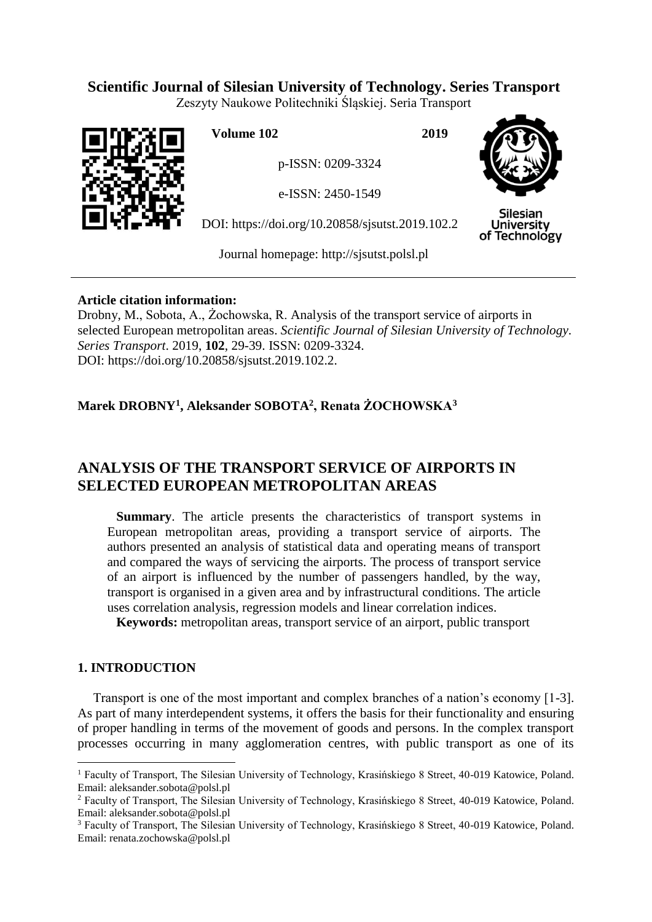**Scientific Journal of Silesian University of Technology. Series Transport**

Zeszyty Naukowe Politechniki Śląskiej. Seria Transport

**Volume 102** **2019**

p-ISSN: 0209-3324

e-ISSN: 2450-1549

DOI: https://doi.org/10.20858/sjsutst.2019.102.2

Journal homepage: http://sjsutst.polsl.pl

---

**Article citation information:**

Drobny, M., Sobota, A., Żochowska, R. Analysis of the transport service of airports in selected European metropolitan areas. *Scientific Journal of Silesian University of Technology. Series Transport*. 2019, **102**, 29-39. ISSN: 0209-3324. DOI: https://doi.org/10.20858/sjsutst.2019.102.2.

**Marek DROBNY[1], Aleksander SOBOTA[2], Renata ŻOCHOWSKA[3]**

# ANALYSIS OF THE TRANSPORT SERVICE OF AIRPORTS IN SELECTED EUROPEAN METROPOLITAN AREAS

**Summary**. The article presents the characteristics of transport systems in European metropolitan areas, providing a transport service of airports. The authors presented an analysis of statistical data and operating means of transport and compared the ways of servicing the airports. The process of transport service of an airport is influenced by the number of passengers handled, by the way, transport is organised in a given area and by infrastructural conditions. The article uses correlation analysis, regression models and linear correlation indices.

**Keywords:** metropolitan areas, transport service of an airport, public transport

## 1. INTRODUCTION

Transport is one of the most important and complex branches of a nation's economy [1-3]. As part of many interdependent systems, it offers the basis for their functionality and ensuring of proper handling in terms of the movement of goods and persons. In the complex transport processes occurring in many agglomeration centres, with public transport as one of its

---

[1] Faculty of Transport, The Silesian University of Technology, Krasińskiego 8 Street, 40-019 Katowice, Poland. Email: aleksander.sobota@polsl.pl

[2] Faculty of Transport, The Silesian University of Technology, Krasińskiego 8 Street, 40-019 Katowice, Poland. Email: aleksander.sobota@polsl.pl

[3] Faculty of Transport, The Silesian University of Technology, Krasińskiego 8 Street, 40-019 Katowice, Poland. Email: renata.zochowska@polsl.pl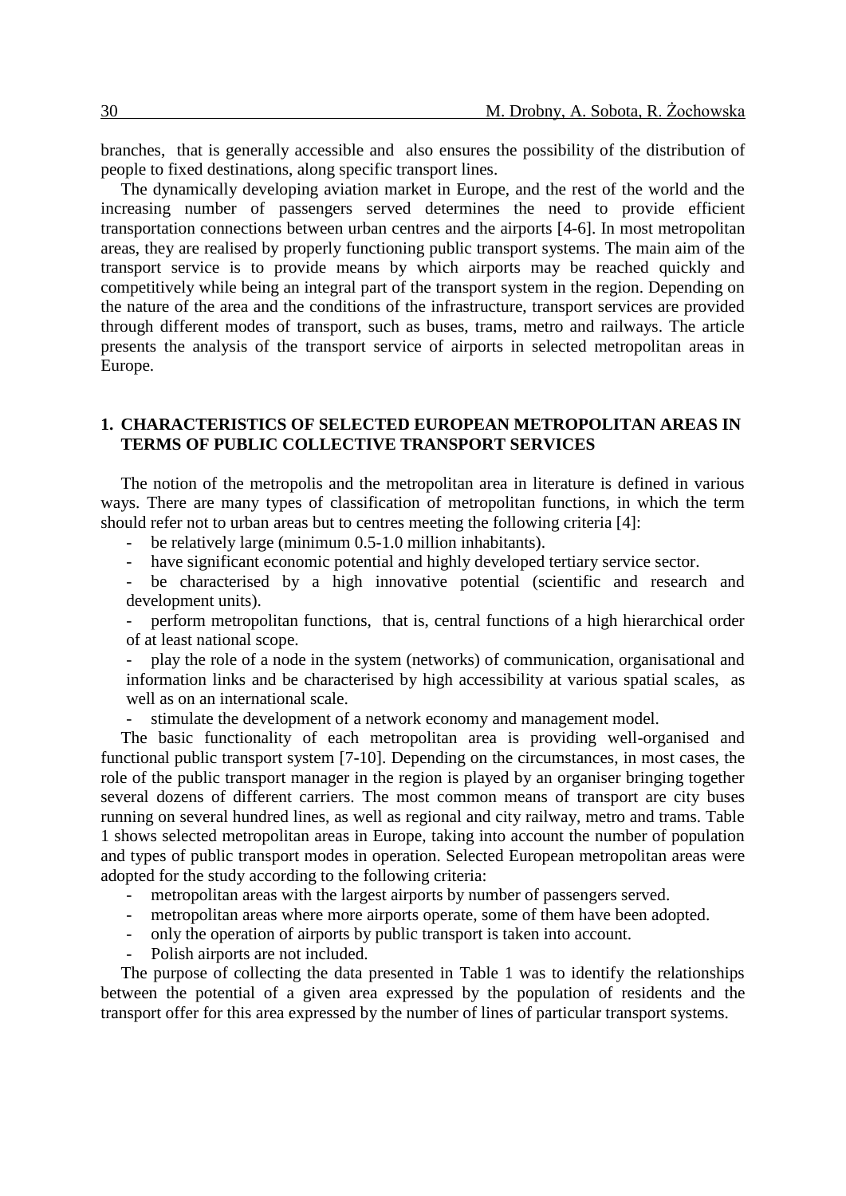branches, that is generally accessible and also ensures the possibility of the distribution of people to fixed destinations, along specific transport lines.

The dynamically developing aviation market in Europe, and the rest of the world and the increasing number of passengers served determines the need to provide efficient transportation connections between urban centres and the airports [4-6]. In most metropolitan areas, they are realised by properly functioning public transport systems. The main aim of the transport service is to provide means by which airports may be reached quickly and competitively while being an integral part of the transport system in the region. Depending on the nature of the area and the conditions of the infrastructure, transport services are provided through different modes of transport, such as buses, trams, metro and railways. The article presents the analysis of the transport service of airports in selected metropolitan areas in Europe.

## 1. CHARACTERISTICS OF SELECTED EUROPEAN METROPOLITAN AREAS IN TERMS OF PUBLIC COLLECTIVE TRANSPORT SERVICES

The notion of the metropolis and the metropolitan area in literature is defined in various ways. There are many types of classification of metropolitan functions, in which the term should refer not to urban areas but to centres meeting the following criteria [4]:

- be relatively large (minimum 0.5-1.0 million inhabitants).
- have significant economic potential and highly developed tertiary service sector.
- be characterised by a high innovative potential (scientific and research and development units).
- perform metropolitan functions, that is, central functions of a high hierarchical order of at least national scope.
- play the role of a node in the system (networks) of communication, organisational and information links and be characterised by high accessibility at various spatial scales, as well as on an international scale.
- stimulate the development of a network economy and management model.

The basic functionality of each metropolitan area is providing well-organised and functional public transport system [7-10]. Depending on the circumstances, in most cases, the role of the public transport manager in the region is played by an organiser bringing together several dozens of different carriers. The most common means of transport are city buses running on several hundred lines, as well as regional and city railway, metro and trams. Table 1 shows selected metropolitan areas in Europe, taking into account the number of population and types of public transport modes in operation. Selected European metropolitan areas were adopted for the study according to the following criteria:

- metropolitan areas with the largest airports by number of passengers served.
- metropolitan areas where more airports operate, some of them have been adopted.
- only the operation of airports by public transport is taken into account.
- Polish airports are not included.

The purpose of collecting the data presented in Table 1 was to identify the relationships between the potential of a given area expressed by the population of residents and the transport offer for this area expressed by the number of lines of particular transport systems.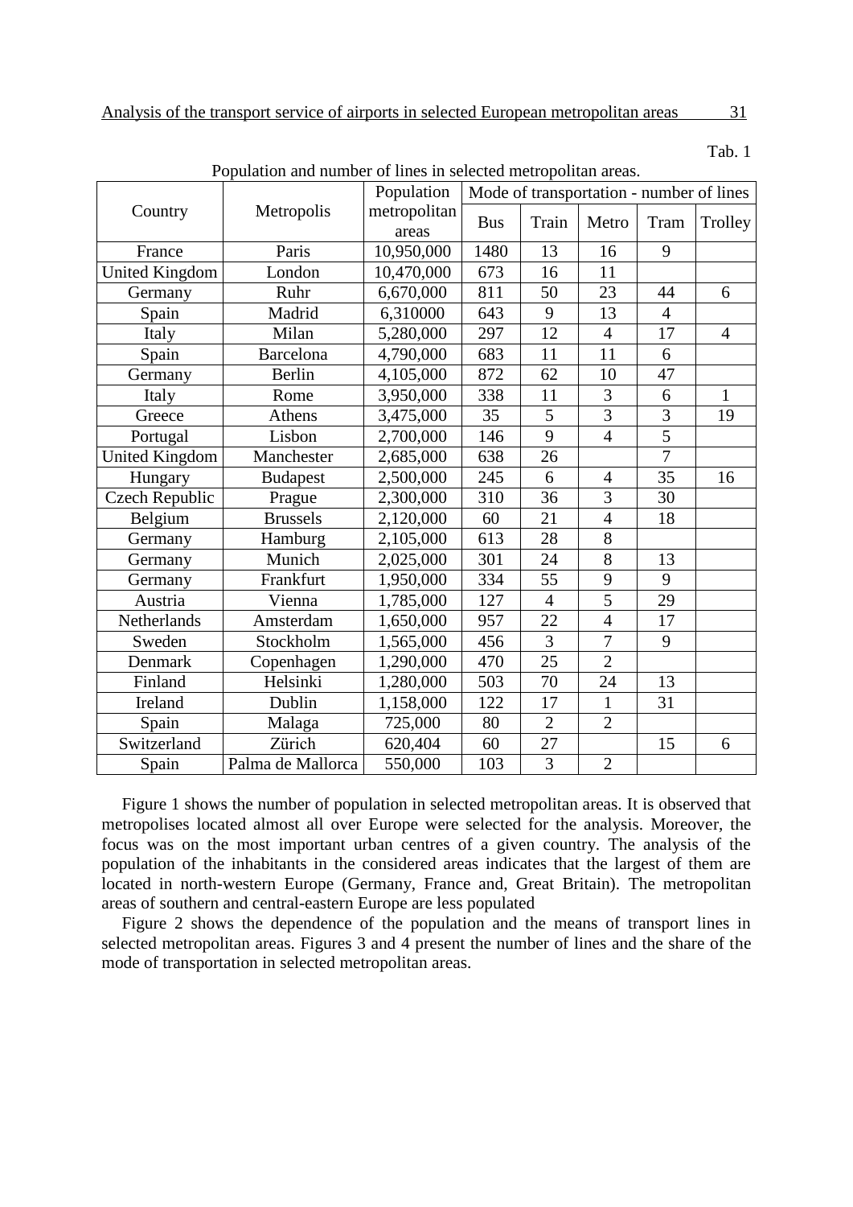Tab. 1

Population and number of lines in selected metropolitan areas.

| Country | Metropolis | Population metropolitan areas | Mode of transportation - number of lines | | | | |
|---|---|---|---|---|---|---|---|
| | | | Bus | Train | Metro | Tram | Trolley |
| France | Paris | 10,950,000 | 1480 | 13 | 16 | 9 | |
| United Kingdom | London | 10,470,000 | 673 | 16 | 11 | | |
| Germany | Ruhr | 6,670,000 | 811 | 50 | 23 | 44 | 6 |
| Spain | Madrid | 6,310000 | 643 | 9 | 13 | 4 | |
| Italy | Milan | 5,280,000 | 297 | 12 | 4 | 17 | 4 |
| Spain | Barcelona | 4,790,000 | 683 | 11 | 11 | 6 | |
| Germany | Berlin | 4,105,000 | 872 | 62 | 10 | 47 | |
| Italy | Rome | 3,950,000 | 338 | 11 | 3 | 6 | 1 |
| Greece | Athens | 3,475,000 | 35 | 5 | 3 | 3 | 19 |
| Portugal | Lisbon | 2,700,000 | 146 | 9 | 4 | 5 | |
| United Kingdom | Manchester | 2,685,000 | 638 | 26 | | 7 | |
| Hungary | Budapest | 2,500,000 | 245 | 6 | 4 | 35 | 16 |
| Czech Republic | Prague | 2,300,000 | 310 | 36 | 3 | 30 | |
| Belgium | Brussels | 2,120,000 | 60 | 21 | 4 | 18 | |
| Germany | Hamburg | 2,105,000 | 613 | 28 | 8 | | |
| Germany | Munich | 2,025,000 | 301 | 24 | 8 | 13 | |
| Germany | Frankfurt | 1,950,000 | 334 | 55 | 9 | 9 | |
| Austria | Vienna | 1,785,000 | 127 | 4 | 5 | 29 | |
| Netherlands | Amsterdam | 1,650,000 | 957 | 22 | 4 | 17 | |
| Sweden | Stockholm | 1,565,000 | 456 | 3 | 7 | 9 | |
| Denmark | Copenhagen | 1,290,000 | 470 | 25 | 2 | | |
| Finland | Helsinki | 1,280,000 | 503 | 70 | 24 | 13 | |
| Ireland | Dublin | 1,158,000 | 122 | 17 | 1 | 31 | |
| Spain | Malaga | 725,000 | 80 | 2 | 2 | | |
| Switzerland | Zürich | 620,404 | 60 | 27 | | 15 | 6 |
| Spain | Palma de Mallorca | 550,000 | 103 | 3 | 2 | | |

Figure 1 shows the number of population in selected metropolitan areas. It is observed that metropolises located almost all over Europe were selected for the analysis. Moreover, the focus was on the most important urban centres of a given country. The analysis of the population of the inhabitants in the considered areas indicates that the largest of them are located in north-western Europe (Germany, France and, Great Britain). The metropolitan areas of southern and central-eastern Europe are less populated

Figure 2 shows the dependence of the population and the means of transport lines in selected metropolitan areas. Figures 3 and 4 present the number of lines and the share of the mode of transportation in selected metropolitan areas.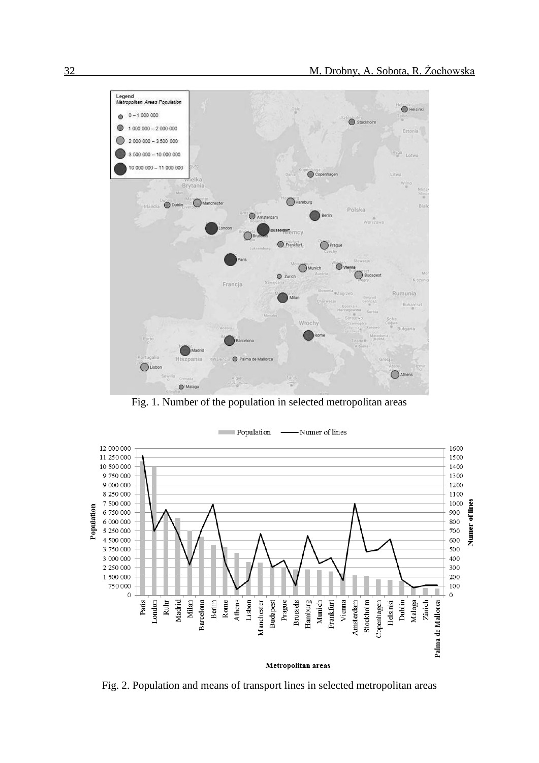Fig. 1. Number of the population in selected metropolitan areas

Fig. 2. Population and means of transport lines in selected metropolitan areas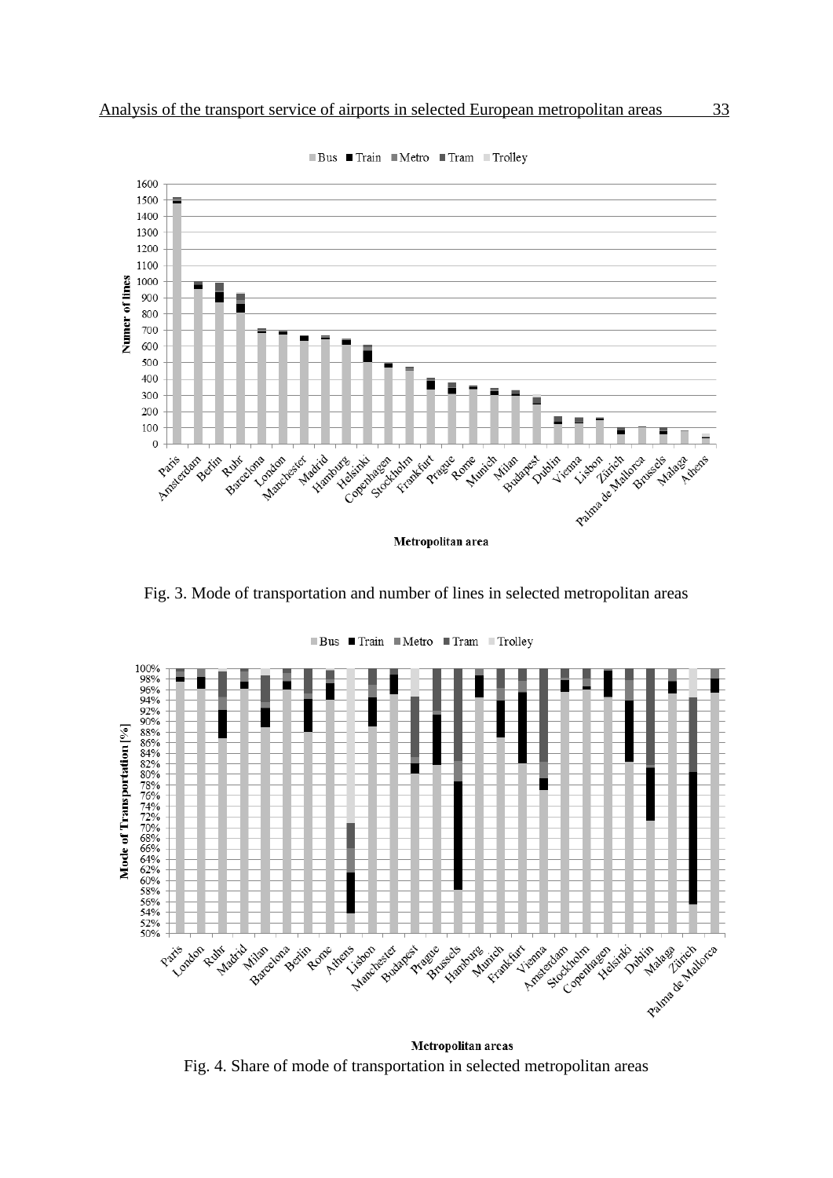Fig. 3. Mode of transportation and number of lines in selected metropolitan areas

Fig. 4. Share of mode of transportation in selected metropolitan areas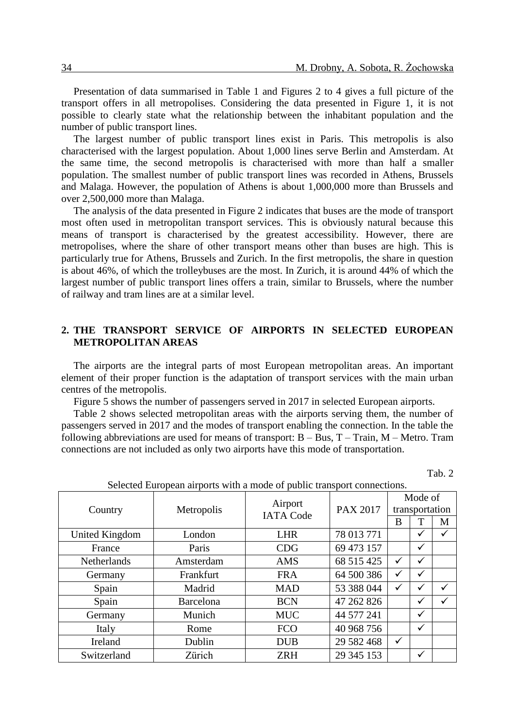Presentation of data summarised in Table 1 and Figures 2 to 4 gives a full picture of the transport offers in all metropolises. Considering the data presented in Figure 1, it is not possible to clearly state what the relationship between the inhabitant population and the number of public transport lines.

The largest number of public transport lines exist in Paris. This metropolis is also characterised with the largest population. About 1,000 lines serve Berlin and Amsterdam. At the same time, the second metropolis is characterised with more than half a smaller population. The smallest number of public transport lines was recorded in Athens, Brussels and Malaga. However, the population of Athens is about 1,000,000 more than Brussels and over 2,500,000 more than Malaga.

The analysis of the data presented in Figure 2 indicates that buses are the mode of transport most often used in metropolitan transport services. This is obviously natural because this means of transport is characterised by the greatest accessibility. However, there are metropolises, where the share of other transport means other than buses are high. This is particularly true for Athens, Brussels and Zurich. In the first metropolis, the share in question is about 46%, of which the trolleybuses are the most. In Zurich, it is around 44% of which the largest number of public transport lines offers a train, similar to Brussels, where the number of railway and tram lines are at a similar level.

## 2. THE TRANSPORT SERVICE OF AIRPORTS IN SELECTED EUROPEAN METROPOLITAN AREAS

The airports are the integral parts of most European metropolitan areas. An important element of their proper function is the adaptation of transport services with the main urban centres of the metropolis.

Figure 5 shows the number of passengers served in 2017 in selected European airports.

Table 2 shows selected metropolitan areas with the airports serving them, the number of passengers served in 2017 and the modes of transport enabling the connection. In the table the following abbreviations are used for means of transport: B – Bus, T – Train, M – Metro. Tram connections are not included as only two airports have this mode of transportation.

Tab. 2

Selected European airports with a mode of public transport connections.

| Country | Metropolis | Airport IATA Code | PAX 2017 | Mode of transportation | | |
|---|---|---|---|---|---|---|
| | | | | B | T | M |
| United Kingdom | London | LHR | 78 013 771 | | ✓ | ✓ |
| France | Paris | CDG | 69 473 157 | | ✓ | |
| Netherlands | Amsterdam | AMS | 68 515 425 | ✓ | ✓ | |
| Germany | Frankfurt | FRA | 64 500 386 | ✓ | ✓ | |
| Spain | Madrid | MAD | 53 388 044 | ✓ | ✓ | ✓ |
| Spain | Barcelona | BCN | 47 262 826 | | ✓ | ✓ |
| Germany | Munich | MUC | 44 577 241 | | ✓ | |
| Italy | Rome | FCO | 40 968 756 | | ✓ | |
| Ireland | Dublin | DUB | 29 582 468 | ✓ | | |
| Switzerland | Zürich | ZRH | 29 345 153 | | ✓ | |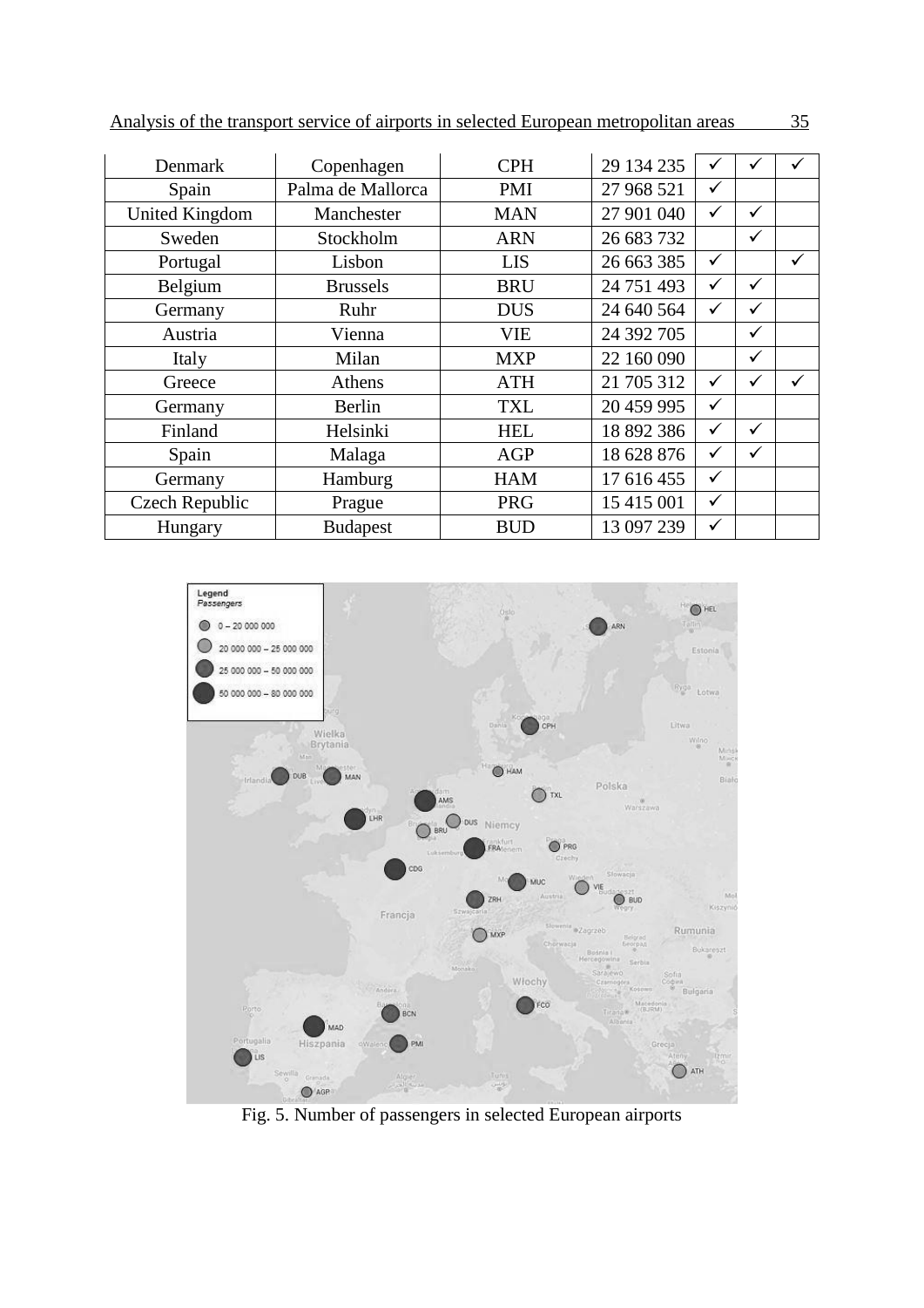| | | | | | | |
|---|---|---|---|---|---|---|
| Denmark | Copenhagen | CPH | 29 134 235 | ✓ | ✓ | ✓ |
| Spain | Palma de Mallorca | PMI | 27 968 521 | ✓ | | |
| United Kingdom | Manchester | MAN | 27 901 040 | ✓ | ✓ | |
| Sweden | Stockholm | ARN | 26 683 732 | | ✓ | |
| Portugal | Lisbon | LIS | 26 663 385 | ✓ | | ✓ |
| Belgium | Brussels | BRU | 24 751 493 | ✓ | ✓ | |
| Germany | Ruhr | DUS | 24 640 564 | ✓ | ✓ | |
| Austria | Vienna | VIE | 24 392 705 | | ✓ | |
| Italy | Milan | MXP | 22 160 090 | | ✓ | |
| Greece | Athens | ATH | 21 705 312 | ✓ | ✓ | ✓ |
| Germany | Berlin | TXL | 20 459 995 | ✓ | | |
| Finland | Helsinki | HEL | 18 892 386 | ✓ | ✓ | |
| Spain | Malaga | AGP | 18 628 876 | ✓ | ✓ | |
| Germany | Hamburg | HAM | 17 616 455 | ✓ | | |
| Czech Republic | Prague | PRG | 15 415 001 | ✓ | | |
| Hungary | Budapest | BUD | 13 097 239 | ✓ | | |

Fig. 5. Number of passengers in selected European airports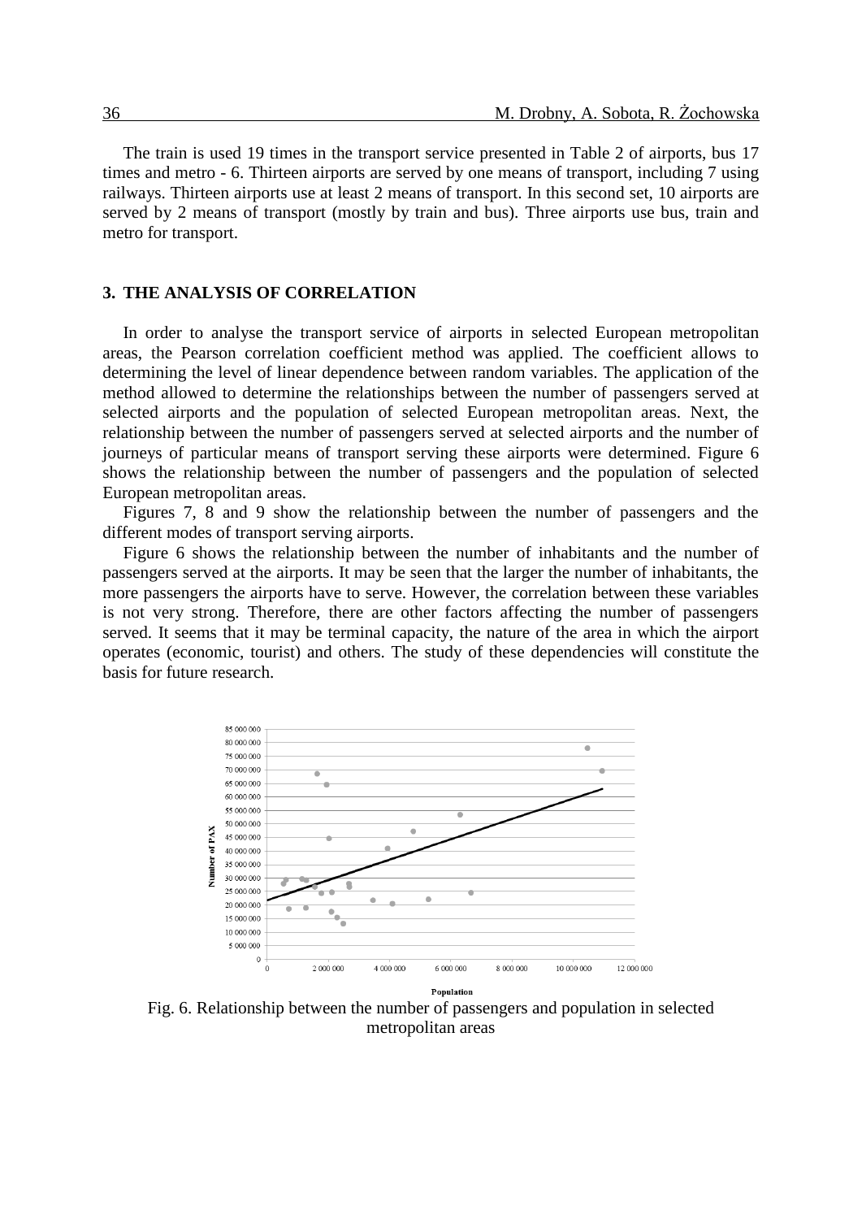The train is used 19 times in the transport service presented in Table 2 of airports, bus 17 times and metro - 6. Thirteen airports are served by one means of transport, including 7 using railways. Thirteen airports use at least 2 means of transport. In this second set, 10 airports are served by 2 means of transport (mostly by train and bus). Three airports use bus, train and metro for transport.

## 3. THE ANALYSIS OF CORRELATION

In order to analyse the transport service of airports in selected European metropolitan areas, the Pearson correlation coefficient method was applied. The coefficient allows to determining the level of linear dependence between random variables. The application of the method allowed to determine the relationships between the number of passengers served at selected airports and the population of selected European metropolitan areas. Next, the relationship between the number of passengers served at selected airports and the number of journeys of particular means of transport serving these airports were determined. Figure 6 shows the relationship between the number of passengers and the population of selected European metropolitan areas.

Figures 7, 8 and 9 show the relationship between the number of passengers and the different modes of transport serving airports.

Figure 6 shows the relationship between the number of inhabitants and the number of passengers served at the airports. It may be seen that the larger the number of inhabitants, the more passengers the airports have to serve. However, the correlation between these variables is not very strong. Therefore, there are other factors affecting the number of passengers served. It seems that it may be terminal capacity, the nature of the area in which the airport operates (economic, tourist) and others. The study of these dependencies will constitute the basis for future research.

Fig. 6. Relationship between the number of passengers and population in selected metropolitan areas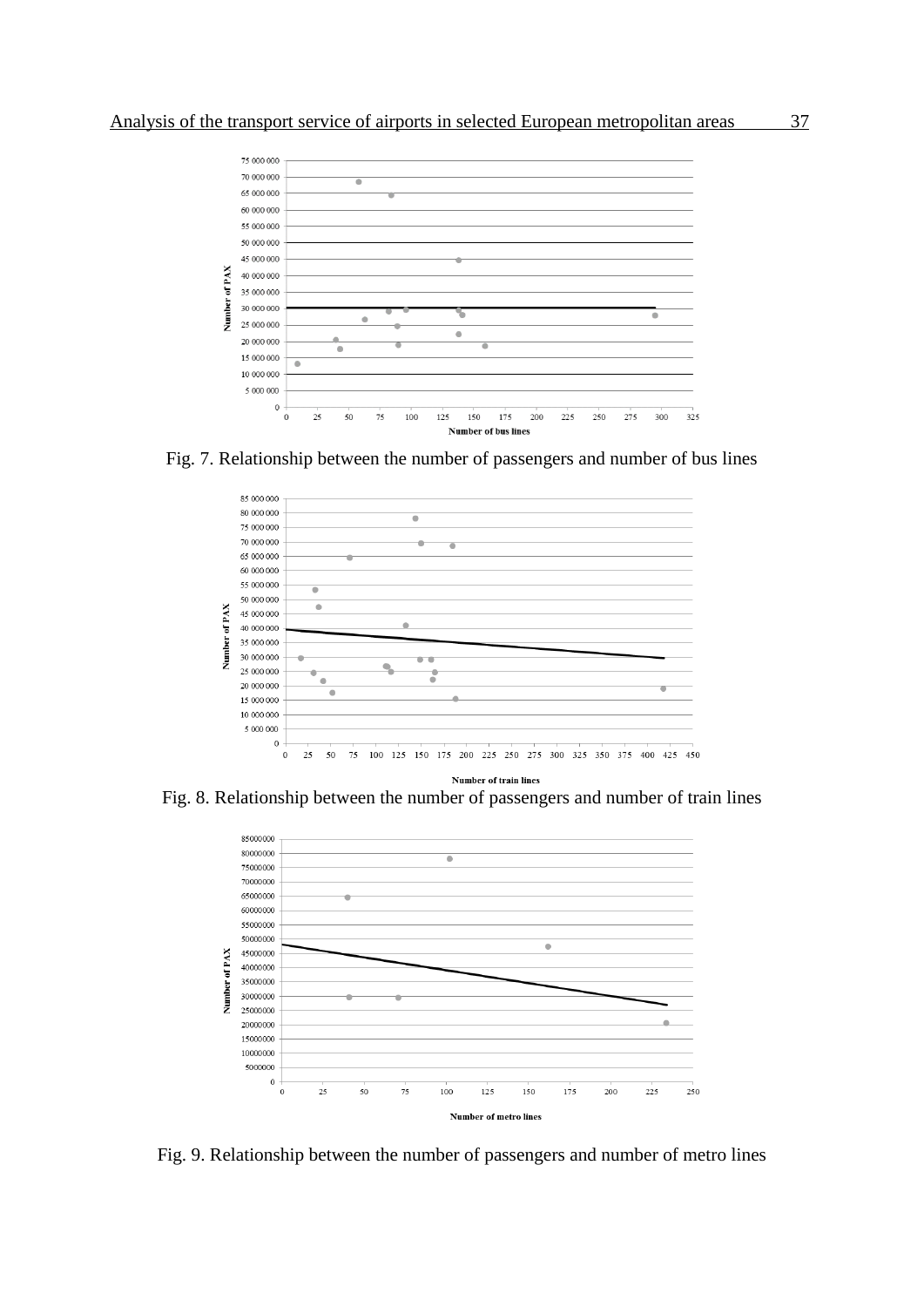Fig. 7. Relationship between the number of passengers and number of bus lines

Fig. 8. Relationship between the number of passengers and number of train lines

Fig. 9. Relationship between the number of passengers and number of metro lines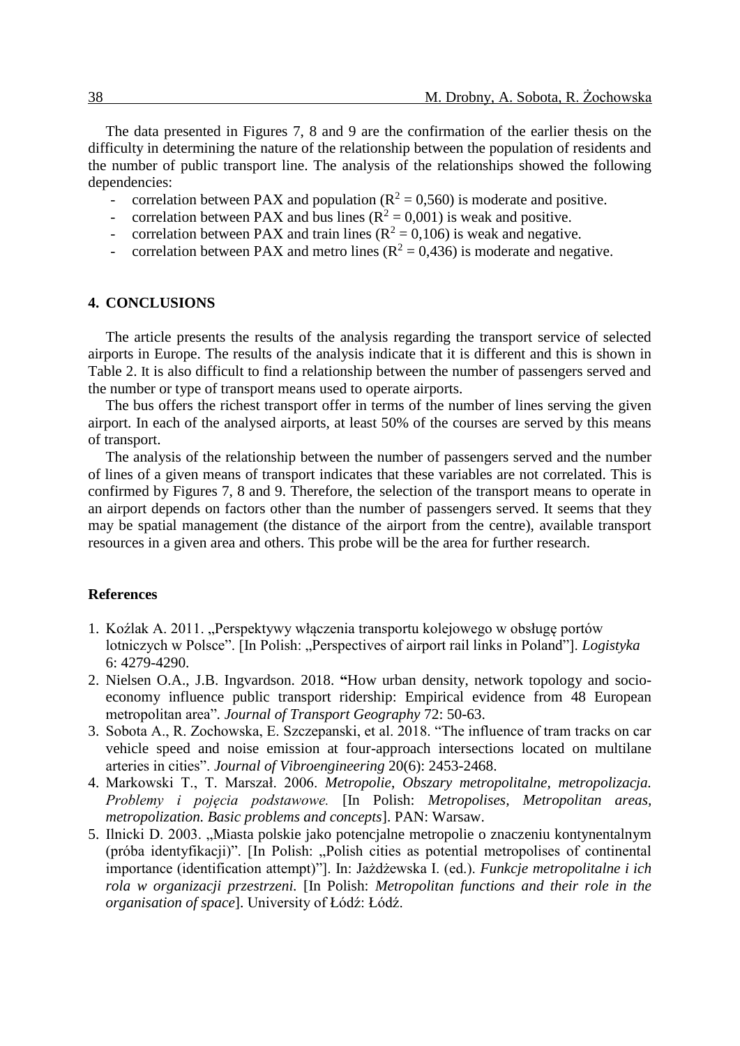The data presented in Figures 7, 8 and 9 are the confirmation of the earlier thesis on the difficulty in determining the nature of the relationship between the population of residents and the number of public transport line. The analysis of the relationships showed the following dependencies:

- correlation between PAX and population ($R^2 = 0,560$) is moderate and positive.
- correlation between PAX and bus lines ($R^2 = 0,001$) is weak and positive.
- correlation between PAX and train lines ($R^2 = 0,106$) is weak and negative.
- correlation between PAX and metro lines ($R^2 = 0,436$) is moderate and negative.

## 4. CONCLUSIONS

The article presents the results of the analysis regarding the transport service of selected airports in Europe. The results of the analysis indicate that it is different and this is shown in Table 2. It is also difficult to find a relationship between the number of passengers served and the number or type of transport means used to operate airports.

The bus offers the richest transport offer in terms of the number of lines serving the given airport. In each of the analysed airports, at least 50% of the courses are served by this means of transport.

The analysis of the relationship between the number of passengers served and the number of lines of a given means of transport indicates that these variables are not correlated. This is confirmed by Figures 7, 8 and 9. Therefore, the selection of the transport means to operate in an airport depends on factors other than the number of passengers served. It seems that they may be spatial management (the distance of the airport from the centre), available transport resources in a given area and others. This probe will be the area for further research.

### References

1. Koźlak A. 2011. „Perspektywy włączenia transportu kolejowego w obsługę portów lotniczych w Polsce". [In Polish: „Perspectives of airport rail links in Poland"]. *Logistyka* 6: 4279-4290.
2. Nielsen O.A., J.B. Ingvardson. 2018. **"**How urban density, network topology and socio-economy influence public transport ridership: Empirical evidence from 48 European metropolitan area". *Journal of Transport Geography* 72: 50-63.
3. Sobota A., R. Zochowska, E. Szczepanski, et al. 2018. "The influence of tram tracks on car vehicle speed and noise emission at four-approach intersections located on multilane arteries in cities". *Journal of Vibroengineering* 20(6): 2453-2468.
4. Markowski T., T. Marszał. 2006. *Metropolie, Obszary metropolitalne, metropolizacja. Problemy i pojęcia podstawowe.* [In Polish: *Metropolises, Metropolitan areas, metropolization. Basic problems and concepts*]. PAN: Warsaw.
5. Ilnicki D. 2003. „Miasta polskie jako potencjalne metropolie o znaczeniu kontynentalnym (próba identyfikacji)". [In Polish: „Polish cities as potential metropolises of continental importance (identification attempt)"]. In: Jażdżewska I. (ed.). *Funkcje metropolitalne i ich rola w organizacji przestrzeni.* [In Polish: *Metropolitan functions and their role in the organisation of space*]. University of Łódź: Łódź.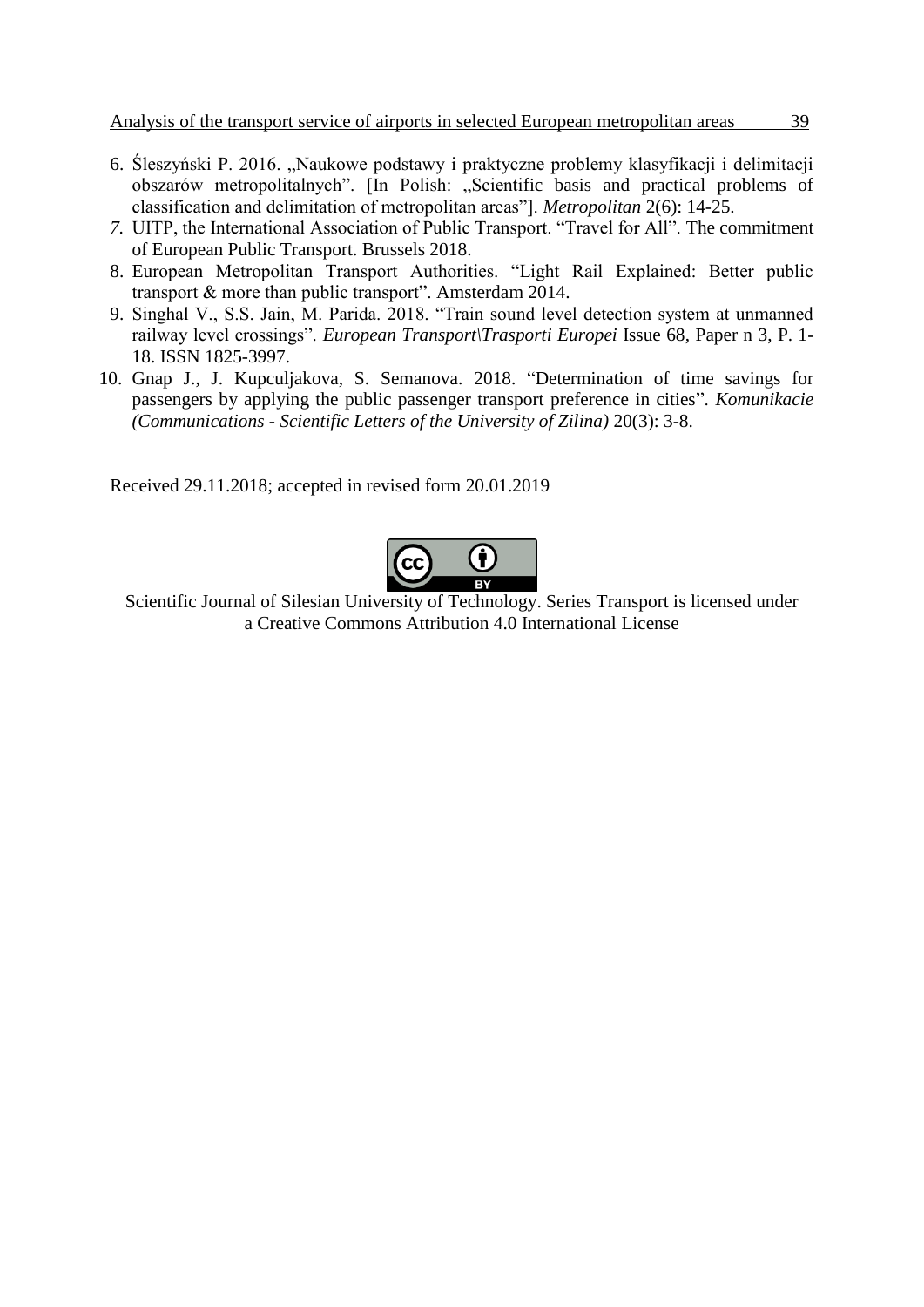6. Śleszyński P. 2016. „Naukowe podstawy i praktyczne problemy klasyfikacji i delimitacji obszarów metropolitalnych". [In Polish: „Scientific basis and practical problems of classification and delimitation of metropolitan areas"]. *Metropolitan* 2(6): 14-25.
7. UITP, the International Association of Public Transport. "Travel for All". The commitment of European Public Transport. Brussels 2018.
8. European Metropolitan Transport Authorities. "Light Rail Explained: Better public transport & more than public transport". Amsterdam 2014.
9. Singhal V., S.S. Jain, M. Parida. 2018. "Train sound level detection system at unmanned railway level crossings". *European Transport\Trasporti Europei* Issue 68, Paper n 3, P. 1-18. ISSN 1825-3997.
10. Gnap J., J. Kupculjakova, S. Semanova. 2018. "Determination of time savings for passengers by applying the public passenger transport preference in cities". *Komunikacie (Communications - Scientific Letters of the University of Zilina)* 20(3): 3-8.

Received 29.11.2018; accepted in revised form 20.01.2019

Scientific Journal of Silesian University of Technology. Series Transport is licensed under a Creative Commons Attribution 4.0 International License